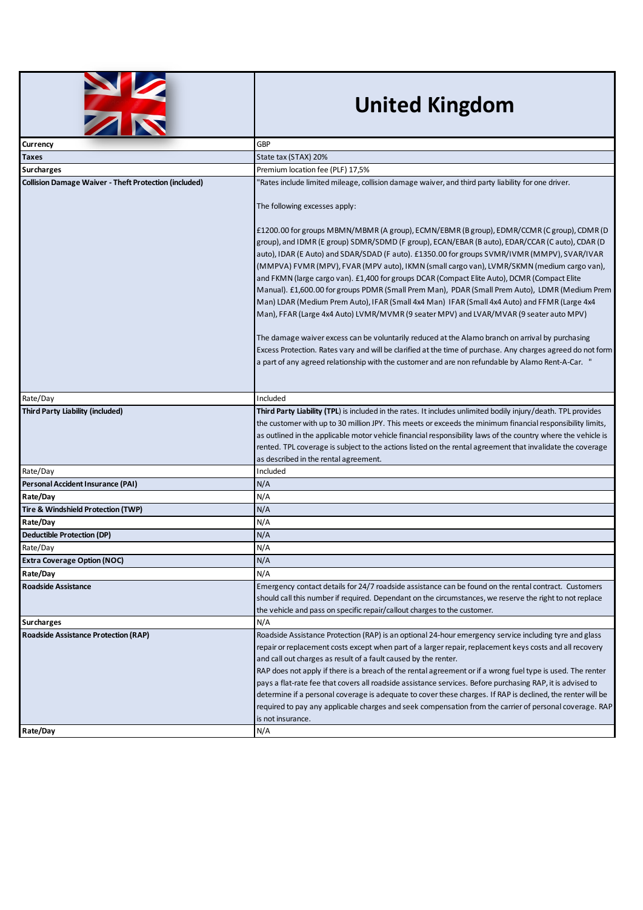| | United Kingdom |
|---|---|
| **Currency** | GBP |
| **Taxes** | State tax (STAX) 20% |
| **Surcharges** | Premium location fee (PLF) 17,5% |
| **Collision Damage Waiver - Theft Protection (included)** | "Rates include limited mileage, collision damage waiver, and third party liability for one driver.<br><br>The following excesses apply:<br><br>£1200.00 for groups MBMN/MBMR (A group), ECMN/EBMR (B group), EDMR/CCMR (C group), CDMR (D group), and IDMR (E group) SDMR/SDMD (F group), ECAN/EBAR (B auto), EDAR/CCAR (C auto), CDAR (D auto), IDAR (E Auto) and SDAR/SDAD (F auto). £1350.00 for groups SVMR/IVMR (MMPV), SVAR/IVAR (MMPVA) FVMR (MPV), FVAR (MPV auto), IKMN (small cargo van), LVMR/SKMN (medium cargo van), and FKMN (large cargo van). £1,400 for groups DCAR (Compact Elite Auto), DCMR (Compact Elite Manual). £1,600.00 for groups PDMR (Small Prem Man), PDAR (Small Prem Auto), LDMR (Medium Prem Man) LDAR (Medium Prem Auto), IFAR (Small 4x4 Man) IFAR (Small 4x4 Auto) and FFMR (Large 4x4 Man), FFAR (Large 4x4 Auto) LVMR/MVMR (9 seater MPV) and LVAR/MVAR (9 seater auto MPV)<br><br>The damage waiver excess can be voluntarily reduced at the Alamo branch on arrival by purchasing Excess Protection. Rates vary and will be clarified at the time of purchase. Any charges agreed do not form a part of any agreed relationship with the customer and are non refundable by Alamo Rent-A-Car. " |
| Rate/Day | Included |
| **Third Party Liability (included)** | **Third Party Liability (TPL)** is included in the rates. It includes unlimited bodily injury/death. TPL provides the customer with up to 30 million JPY. This meets or exceeds the minimum financial responsibility limits, as outlined in the applicable motor vehicle financial responsibility laws of the country where the vehicle is rented. TPL coverage is subject to the actions listed on the rental agreement that invalidate the coverage as described in the rental agreement. |
| Rate/Day | Included |
| **Personal Accident Insurance (PAI)** | N/A |
| **Rate/Day** | N/A |
| **Tire & Windshield Protection (TWP)** | N/A |
| **Rate/Day** | N/A |
| **Deductible Protection (DP)** | N/A |
| Rate/Day | N/A |
| **Extra Coverage Option (NOC)** | N/A |
| **Rate/Day** | N/A |
| **Roadside Assistance** | Emergency contact details for 24/7 roadside assistance can be found on the rental contract. Customers should call this number if required. Dependant on the circumstances, we reserve the right to not replace the vehicle and pass on specific repair/callout charges to the customer. |
| **Surcharges** | N/A |
| **Roadside Assistance Protection (RAP)** | Roadside Assistance Protection (RAP) is an optional 24-hour emergency service including tyre and glass repair or replacement costs except when part of a larger repair, replacement keys costs and all recovery and call out charges as result of a fault caused by the renter.<br>RAP does not apply if there is a breach of the rental agreement or if a wrong fuel type is used. The renter pays a flat-rate fee that covers all roadside assistance services. Before purchasing RAP, it is advised to determine if a personal coverage is adequate to cover these charges. If RAP is declined, the renter will be required to pay any applicable charges and seek compensation from the carrier of personal coverage. RAP is not insurance. |
| **Rate/Day** | N/A |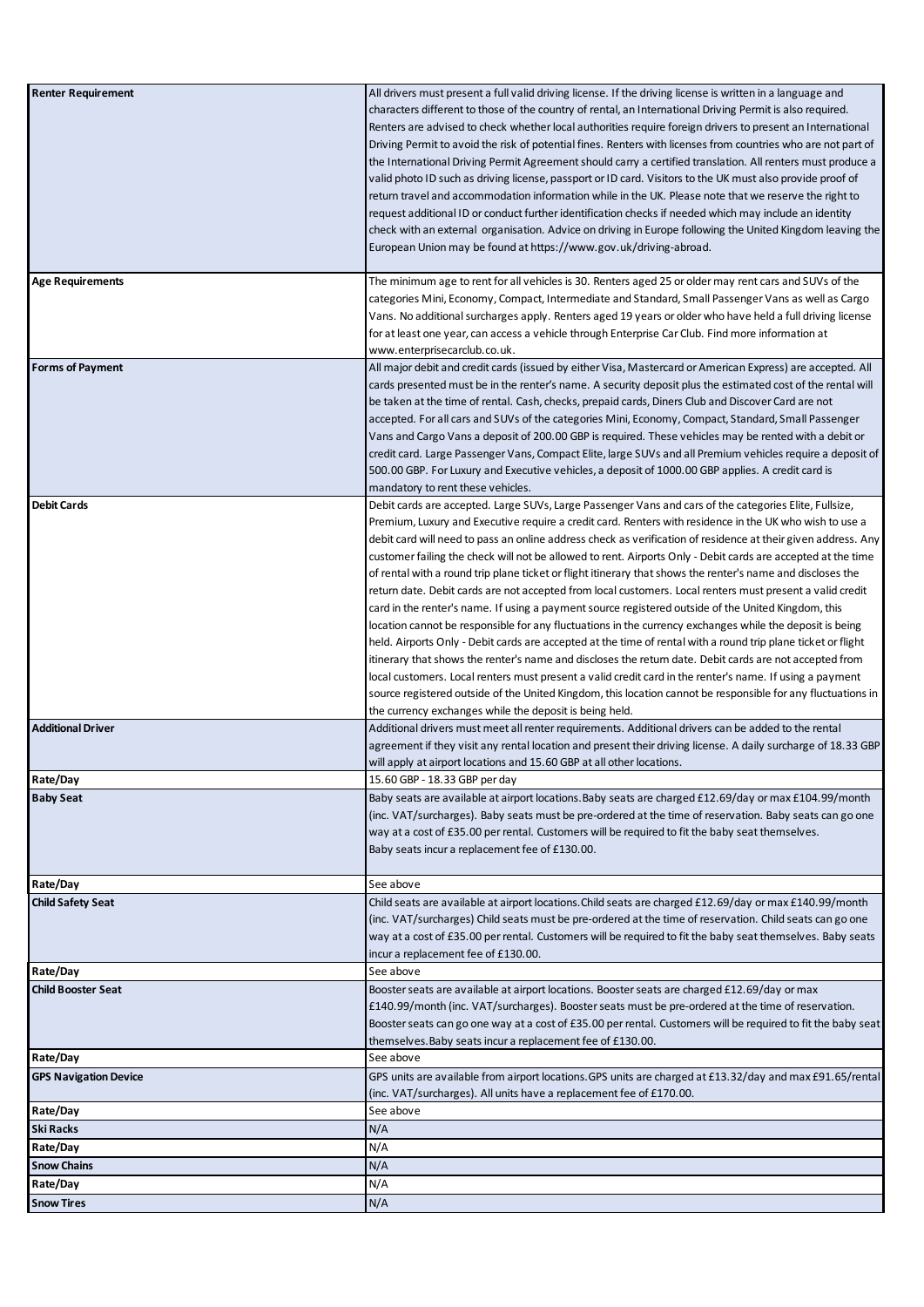| | |
|---|---|
| **Renter Requirement** | All drivers must present a full valid driving license. If the driving license is written in a language and characters different to those of the country of rental, an International Driving Permit is also required. Renters are advised to check whether local authorities require foreign drivers to present an International Driving Permit to avoid the risk of potential fines. Renters with licenses from countries who are not part of the International Driving Permit Agreement should carry a certified translation. All renters must produce a valid photo ID such as driving license, passport or ID card. Visitors to the UK must also provide proof of return travel and accommodation information while in the UK. Please note that we reserve the right to request additional ID or conduct further identification checks if needed which may include an identity check with an external organisation. Advice on driving in Europe following the United Kingdom leaving the European Union may be found at https://www.gov.uk/driving-abroad. |
| **Age Requirements** | The minimum age to rent for all vehicles is 30. Renters aged 25 or older may rent cars and SUVs of the categories Mini, Economy, Compact, Intermediate and Standard, Small Passenger Vans as well as Cargo Vans. No additional surcharges apply. Renters aged 19 years or older who have held a full driving license for at least one year, can access a vehicle through Enterprise Car Club. Find more information at www.enterprisecarclub.co.uk. |
| **Forms of Payment** | All major debit and credit cards (issued by either Visa, Mastercard or American Express) are accepted. All cards presented must be in the renter's name. A security deposit plus the estimated cost of the rental will be taken at the time of rental. Cash, checks, prepaid cards, Diners Club and Discover Card are not accepted. For all cars and SUVs of the categories Mini, Economy, Compact, Standard, Small Passenger Vans and Cargo Vans a deposit of 200.00 GBP is required. These vehicles may be rented with a debit or credit card. Large Passenger Vans, Compact Elite, large SUVs and all Premium vehicles require a deposit of 500.00 GBP. For Luxury and Executive vehicles, a deposit of 1000.00 GBP applies. A credit card is mandatory to rent these vehicles. |
| **Debit Cards** | Debit cards are accepted. Large SUVs, Large Passenger Vans and cars of the categories Elite, Fullsize, Premium, Luxury and Executive require a credit card. Renters with residence in the UK who wish to use a debit card will need to pass an online address check as verification of residence at their given address. Any customer failing the check will not be allowed to rent. Airports Only - Debit cards are accepted at the time of rental with a round trip plane ticket or flight itinerary that shows the renter's name and discloses the return date. Debit cards are not accepted from local customers. Local renters must present a valid credit card in the renter's name. If using a payment source registered outside of the United Kingdom, this location cannot be responsible for any fluctuations in the currency exchanges while the deposit is being held. Airports Only - Debit cards are accepted at the time of rental with a round trip plane ticket or flight itinerary that shows the renter's name and discloses the return date. Debit cards are not accepted from local customers. Local renters must present a valid credit card in the renter's name. If using a payment source registered outside of the United Kingdom, this location cannot be responsible for any fluctuations in the currency exchanges while the deposit is being held. |
| **Additional Driver** | Additional drivers must meet all renter requirements. Additional drivers can be added to the rental agreement if they visit any rental location and present their driving license. A daily surcharge of 18.33 GBP will apply at airport locations and 15.60 GBP at all other locations. |
| **Rate/Day** | 15.60 GBP - 18.33 GBP per day |
| **Baby Seat** | Baby seats are available at airport locations.Baby seats are charged £12.69/day or max £104.99/month (inc. VAT/surcharges). Baby seats must be pre-ordered at the time of reservation. Baby seats can go one way at a cost of £35.00 per rental. Customers will be required to fit the baby seat themselves. Baby seats incur a replacement fee of £130.00. |
| **Rate/Day** | See above |
| **Child Safety Seat** | Child seats are available at airport locations.Child seats are charged £12.69/day or max £140.99/month (inc. VAT/surcharges) Child seats must be pre-ordered at the time of reservation. Child seats can go one way at a cost of £35.00 per rental. Customers will be required to fit the baby seat themselves. Baby seats incur a replacement fee of £130.00. |
| **Rate/Day** | See above |
| **Child Booster Seat** | Booster seats are available at airport locations. Booster seats are charged £12.69/day or max £140.99/month (inc. VAT/surcharges). Booster seats must be pre-ordered at the time of reservation. Booster seats can go one way at a cost of £35.00 per rental. Customers will be required to fit the baby seat themselves.Baby seats incur a replacement fee of £130.00. |
| **Rate/Day** | See above |
| **GPS Navigation Device** | GPS units are available from airport locations.GPS units are charged at £13.32/day and max £91.65/rental (inc. VAT/surcharges). All units have a replacement fee of £170.00. |
| **Rate/Day** | See above |
| **Ski Racks** | N/A |
| **Rate/Day** | N/A |
| **Snow Chains** | N/A |
| **Rate/Day** | N/A |
| **Snow Tires** | N/A |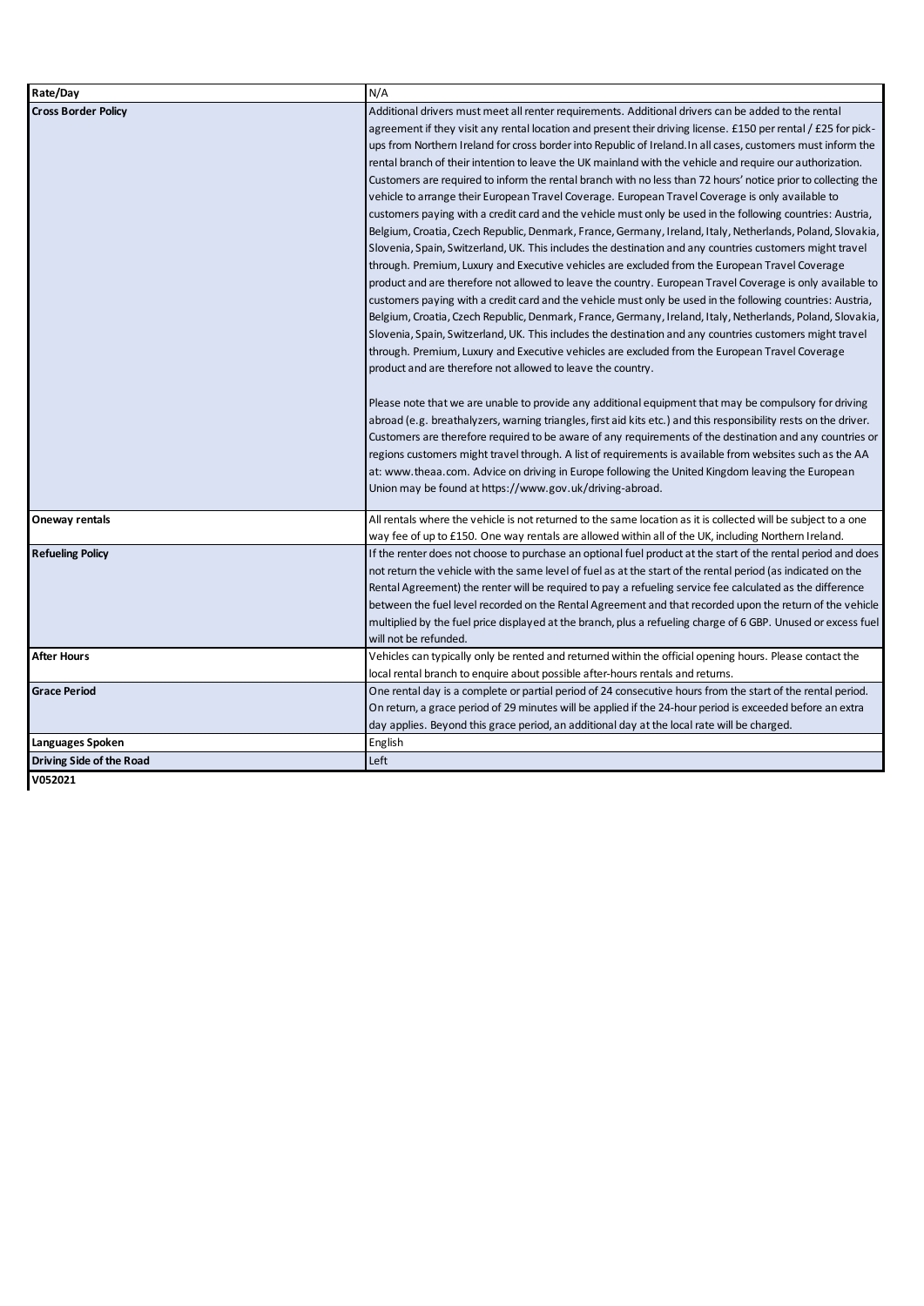| | |
|---|---|
| **Rate/Day** | N/A |
| **Cross Border Policy** | Additional drivers must meet all renter requirements. Additional drivers can be added to the rental agreement if they visit any rental location and present their driving license. £150 per rental / £25 for pick-ups from Northern Ireland for cross border into Republic of Ireland.In all cases, customers must inform the rental branch of their intention to leave the UK mainland with the vehicle and require our authorization. Customers are required to inform the rental branch with no less than 72 hours' notice prior to collecting the vehicle to arrange their European Travel Coverage. European Travel Coverage is only available to customers paying with a credit card and the vehicle must only be used in the following countries: Austria, Belgium, Croatia, Czech Republic, Denmark, France, Germany, Ireland, Italy, Netherlands, Poland, Slovakia, Slovenia, Spain, Switzerland, UK. This includes the destination and any countries customers might travel through. Premium, Luxury and Executive vehicles are excluded from the European Travel Coverage product and are therefore not allowed to leave the country. European Travel Coverage is only available to customers paying with a credit card and the vehicle must only be used in the following countries: Austria, Belgium, Croatia, Czech Republic, Denmark, France, Germany, Ireland, Italy, Netherlands, Poland, Slovakia, Slovenia, Spain, Switzerland, UK. This includes the destination and any countries customers might travel through. Premium, Luxury and Executive vehicles are excluded from the European Travel Coverage product and are therefore not allowed to leave the country.<br><br>Please note that we are unable to provide any additional equipment that may be compulsory for driving abroad (e.g. breathalyzers, warning triangles, first aid kits etc.) and this responsibility rests on the driver. Customers are therefore required to be aware of any requirements of the destination and any countries or regions customers might travel through. A list of requirements is available from websites such as the AA at: www.theaa.com. Advice on driving in Europe following the United Kingdom leaving the European Union may be found at https://www.gov.uk/driving-abroad. |
| **Oneway rentals** | All rentals where the vehicle is not returned to the same location as it is collected will be subject to a one way fee of up to £150. One way rentals are allowed within all of the UK, including Northern Ireland. |
| **Refueling Policy** | If the renter does not choose to purchase an optional fuel product at the start of the rental period and does not return the vehicle with the same level of fuel as at the start of the rental period (as indicated on the Rental Agreement) the renter will be required to pay a refueling service fee calculated as the difference between the fuel level recorded on the Rental Agreement and that recorded upon the return of the vehicle multiplied by the fuel price displayed at the branch, plus a refueling charge of 6 GBP. Unused or excess fuel will not be refunded. |
| **After Hours** | Vehicles can typically only be rented and returned within the official opening hours. Please contact the local rental branch to enquire about possible after-hours rentals and returns. |
| **Grace Period** | One rental day is a complete or partial period of 24 consecutive hours from the start of the rental period. On return, a grace period of 29 minutes will be applied if the 24-hour period is exceeded before an extra day applies. Beyond this grace period, an additional day at the local rate will be charged. |
| **Languages Spoken** | English |
| **Driving Side of the Road** | Left |

**V052021**